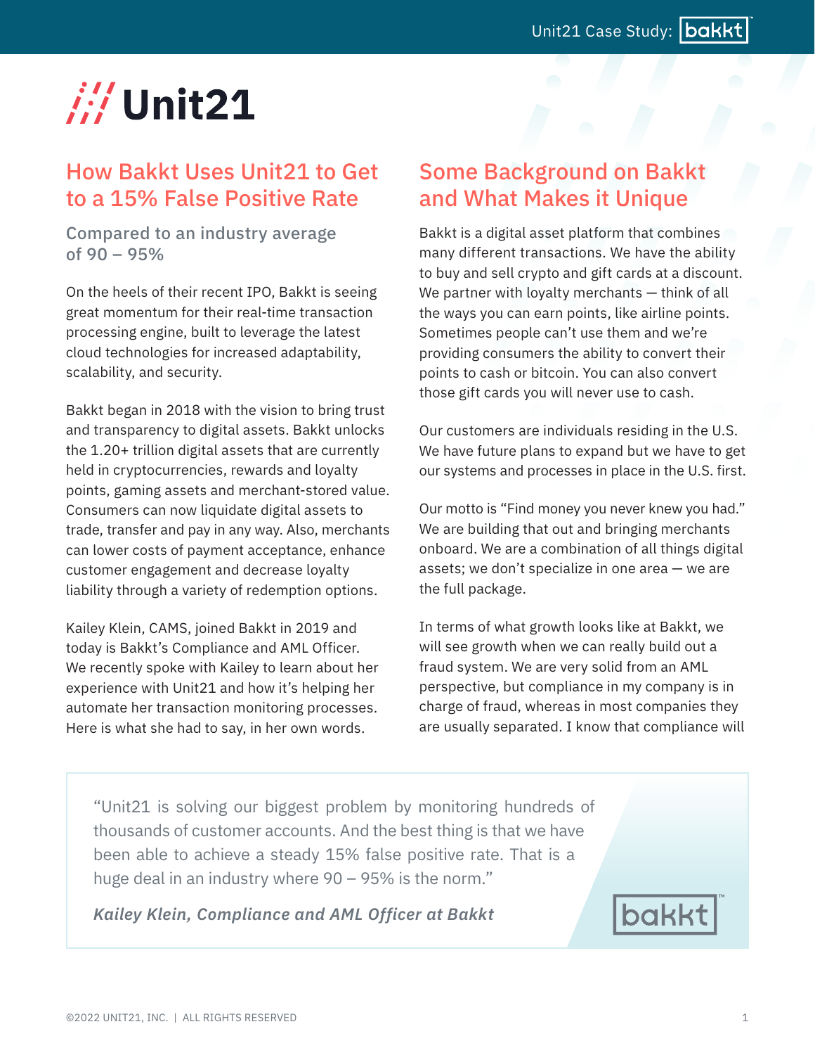# Unit21

## How Bakkt Uses Unit21 to Get to a 15% False Positive Rate

### Compared to an industry average of 90 – 95%

On the heels of their recent IPO, Bakkt is seeing great momentum for their real-time transaction processing engine, built to leverage the latest cloud technologies for increased adaptability, scalability, and security.

Bakkt began in 2018 with the vision to bring trust and transparency to digital assets. Bakkt unlocks the 1.20+ trillion digital assets that are currently held in cryptocurrencies, rewards and loyalty points, gaming assets and merchant-stored value. Consumers can now liquidate digital assets to trade, transfer and pay in any way. Also, merchants can lower costs of payment acceptance, enhance customer engagement and decrease loyalty liability through a variety of redemption options.

Kailey Klein, CAMS, joined Bakkt in 2019 and today is Bakkt's Compliance and AML Officer. We recently spoke with Kailey to learn about her experience with Unit21 and how it's helping her automate her transaction monitoring processes. Here is what she had to say, in her own words.

## Some Background on Bakkt and What Makes it Unique

Bakkt is a digital asset platform that combines many different transactions. We have the ability to buy and sell crypto and gift cards at a discount. We partner with loyalty merchants — think of all the ways you can earn points, like airline points. Sometimes people can't use them and we're providing consumers the ability to convert their points to cash or bitcoin. You can also convert those gift cards you will never use to cash.

Our customers are individuals residing in the U.S. We have future plans to expand but we have to get our systems and processes in place in the U.S. first.

Our motto is "Find money you never knew you had." We are building that out and bringing merchants onboard. We are a combination of all things digital assets; we don't specialize in one area — we are the full package.

In terms of what growth looks like at Bakkt, we will see growth when we can really build out a fraud system. We are very solid from an AML perspective, but compliance in my company is in charge of fraud, whereas in most companies they are usually separated. I know that compliance will

> "Unit21 is solving our biggest problem by monitoring hundreds of thousands of customer accounts. And the best thing is that we have been able to achieve a steady 15% false positive rate. That is a huge deal in an industry where 90 – 95% is the norm."
>
> ***Kailey Klein, Compliance and AML Officer at Bakkt***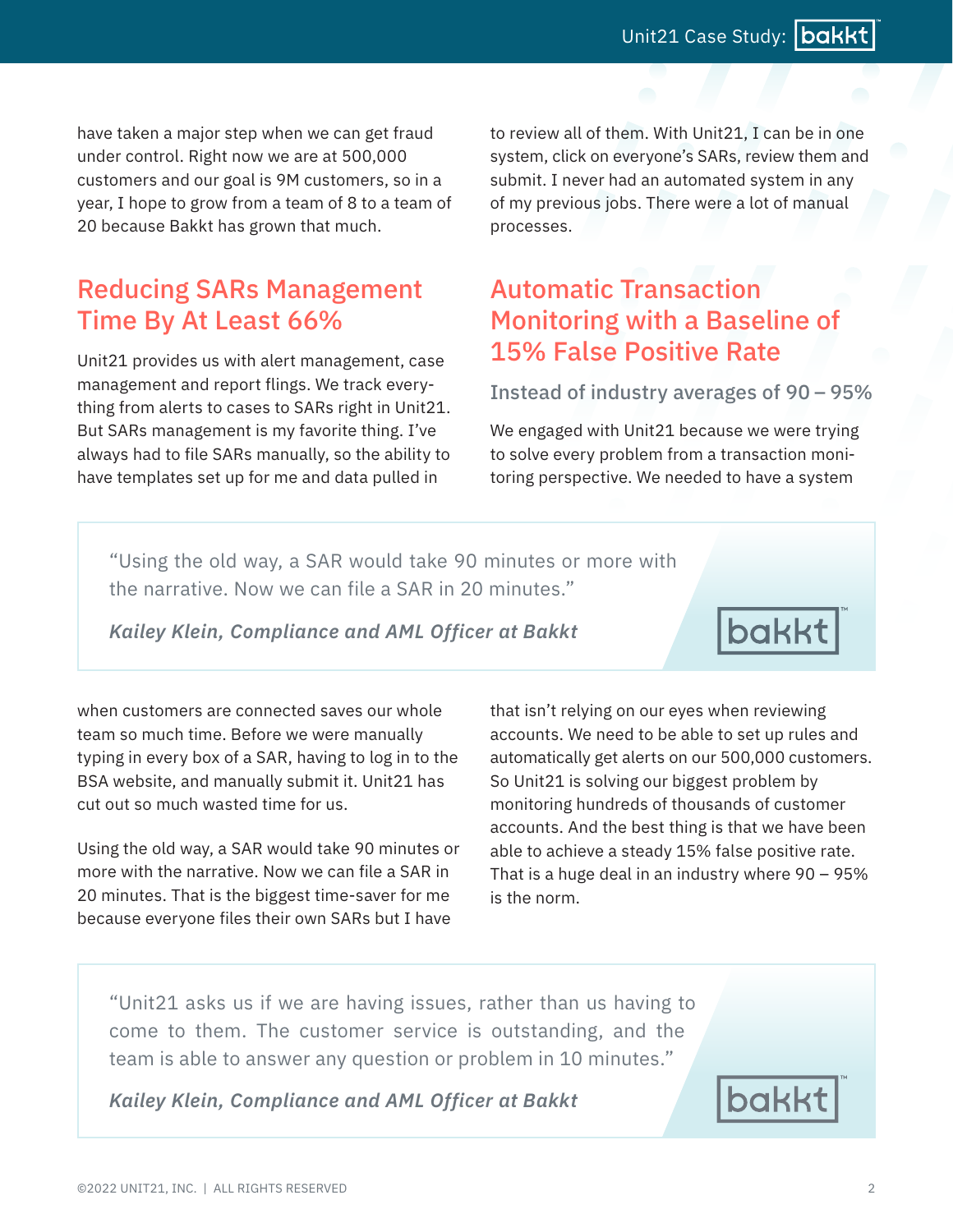have taken a major step when we can get fraud under control. Right now we are at 500,000 customers and our goal is 9M customers, so in a year, I hope to grow from a team of 8 to a team of 20 because Bakkt has grown that much.

## Reducing SARs Management Time By At Least 66%

Unit21 provides us with alert management, case management and report flings. We track everything from alerts to cases to SARs right in Unit21. But SARs management is my favorite thing. I've always had to file SARs manually, so the ability to have templates set up for me and data pulled in when customers are connected saves our whole team so much time. Before we were manually typing in every box of a SAR, having to log in to the BSA website, and manually submit it. Unit21 has cut out so much wasted time for us.

Using the old way, a SAR would take 90 minutes or more with the narrative. Now we can file a SAR in 20 minutes. That is the biggest time-saver for me because everyone files their own SARs but I have to review all of them. With Unit21, I can be in one system, click on everyone's SARs, review them and submit. I never had an automated system in any of my previous jobs. There were a lot of manual processes.

> "Using the old way, a SAR would take 90 minutes or more with the narrative. Now we can file a SAR in 20 minutes."
>
> ***Kailey Klein, Compliance and AML Officer at Bakkt***

## Automatic Transaction Monitoring with a Baseline of 15% False Positive Rate

### Instead of industry averages of 90 – 95%

We engaged with Unit21 because we were trying to solve every problem from a transaction monitoring perspective. We needed to have a system that isn't relying on our eyes when reviewing accounts. We need to be able to set up rules and automatically get alerts on our 500,000 customers. So Unit21 is solving our biggest problem by monitoring hundreds of thousands of customer accounts. And the best thing is that we have been able to achieve a steady 15% false positive rate. That is a huge deal in an industry where 90 – 95% is the norm.

> "Unit21 asks us if we are having issues, rather than us having to come to them. The customer service is outstanding, and the team is able to answer any question or problem in 10 minutes."
>
> ***Kailey Klein, Compliance and AML Officer at Bakkt***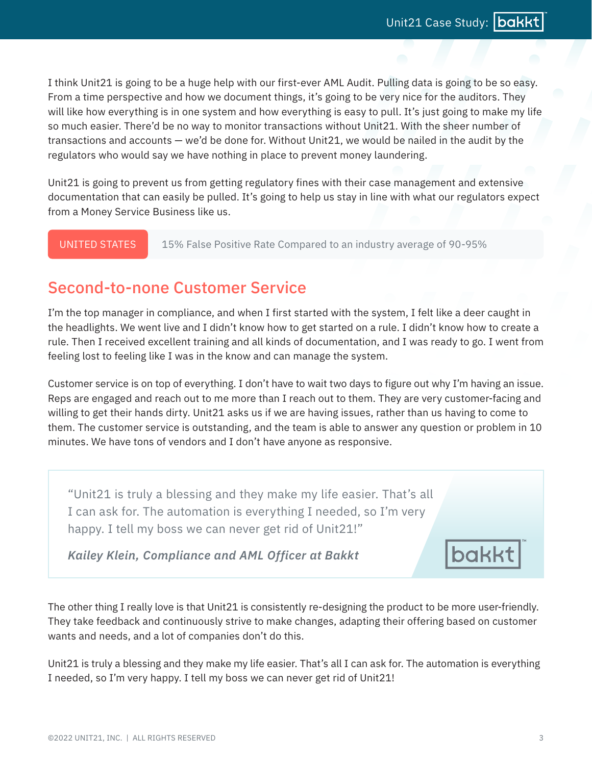I think Unit21 is going to be a huge help with our first-ever AML Audit. Pulling data is going to be so easy. From a time perspective and how we document things, it's going to be very nice for the auditors. They will like how everything is in one system and how everything is easy to pull. It's just going to make my life so much easier. There'd be no way to monitor transactions without Unit21. With the sheer number of transactions and accounts — we'd be done for. Without Unit21, we would be nailed in the audit by the regulators who would say we have nothing in place to prevent money laundering.

Unit21 is going to prevent us from getting regulatory fines with their case management and extensive documentation that can easily be pulled. It's going to help us stay in line with what our regulators expect from a Money Service Business like us.

UNITED STATES | 15% False Positive Rate Compared to an industry average of 90-95%

## Second-to-none Customer Service

I'm the top manager in compliance, and when I first started with the system, I felt like a deer caught in the headlights. We went live and I didn't know how to get started on a rule. I didn't know how to create a rule. Then I received excellent training and all kinds of documentation, and I was ready to go. I went from feeling lost to feeling like I was in the know and can manage the system.

Customer service is on top of everything. I don't have to wait two days to figure out why I'm having an issue. Reps are engaged and reach out to me more than I reach out to them. They are very customer-facing and willing to get their hands dirty. Unit21 asks us if we are having issues, rather than us having to come to them. The customer service is outstanding, and the team is able to answer any question or problem in 10 minutes. We have tons of vendors and I don't have anyone as responsive.

> "Unit21 is truly a blessing and they make my life easier. That's all I can ask for. The automation is everything I needed, so I'm very happy. I tell my boss we can never get rid of Unit21!"
>
> ***Kailey Klein, Compliance and AML Officer at Bakkt***

The other thing I really love is that Unit21 is consistently re-designing the product to be more user-friendly. They take feedback and continuously strive to make changes, adapting their offering based on customer wants and needs, and a lot of companies don't do this.

Unit21 is truly a blessing and they make my life easier. That's all I can ask for. The automation is everything I needed, so I'm very happy. I tell my boss we can never get rid of Unit21!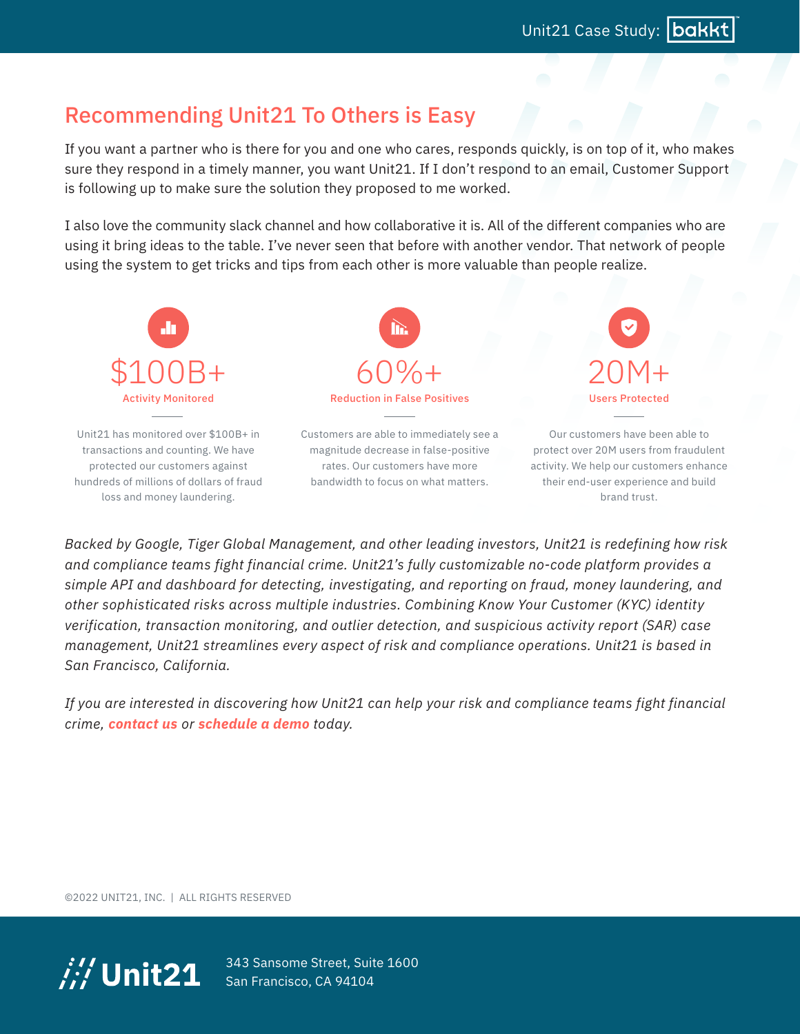## Recommending Unit21 To Others is Easy

If you want a partner who is there for you and one who cares, responds quickly, is on top of it, who makes sure they respond in a timely manner, you want Unit21. If I don't respond to an email, Customer Support is following up to make sure the solution they proposed to me worked.

I also love the community slack channel and how collaborative it is. All of the different companies who are using it bring ideas to the table. I've never seen that before with another vendor. That network of people using the system to get tricks and tips from each other is more valuable than people realize.

**$100B+**

**Activity Monitored**

Unit21 has monitored over $100B+ in transactions and counting. We have protected our customers against hundreds of millions of dollars of fraud loss and money laundering.

**60%+**

**Reduction in False Positives**

Customers are able to immediately see a magnitude decrease in false-positive rates. Our customers have more bandwidth to focus on what matters.

**20M+**

**Users Protected**

Our customers have been able to protect over 20M users from fraudulent activity. We help our customers enhance their end-user experience and build brand trust.

*Backed by Google, Tiger Global Management, and other leading investors, Unit21 is redefining how risk and compliance teams fight financial crime. Unit21's fully customizable no-code platform provides a simple API and dashboard for detecting, investigating, and reporting on fraud, money laundering, and other sophisticated risks across multiple industries. Combining Know Your Customer (KYC) identity verification, transaction monitoring, and outlier detection, and suspicious activity report (SAR) case management, Unit21 streamlines every aspect of risk and compliance operations. Unit21 is based in San Francisco, California.*

*If you are interested in discovering how Unit21 can help your risk and compliance teams fight financial crime, **contact us** or **schedule a demo** today.*

©2022 UNIT21, INC. | ALL RIGHTS RESERVED

Unit21

343 Sansome Street, Suite 1600
San Francisco, CA 94104